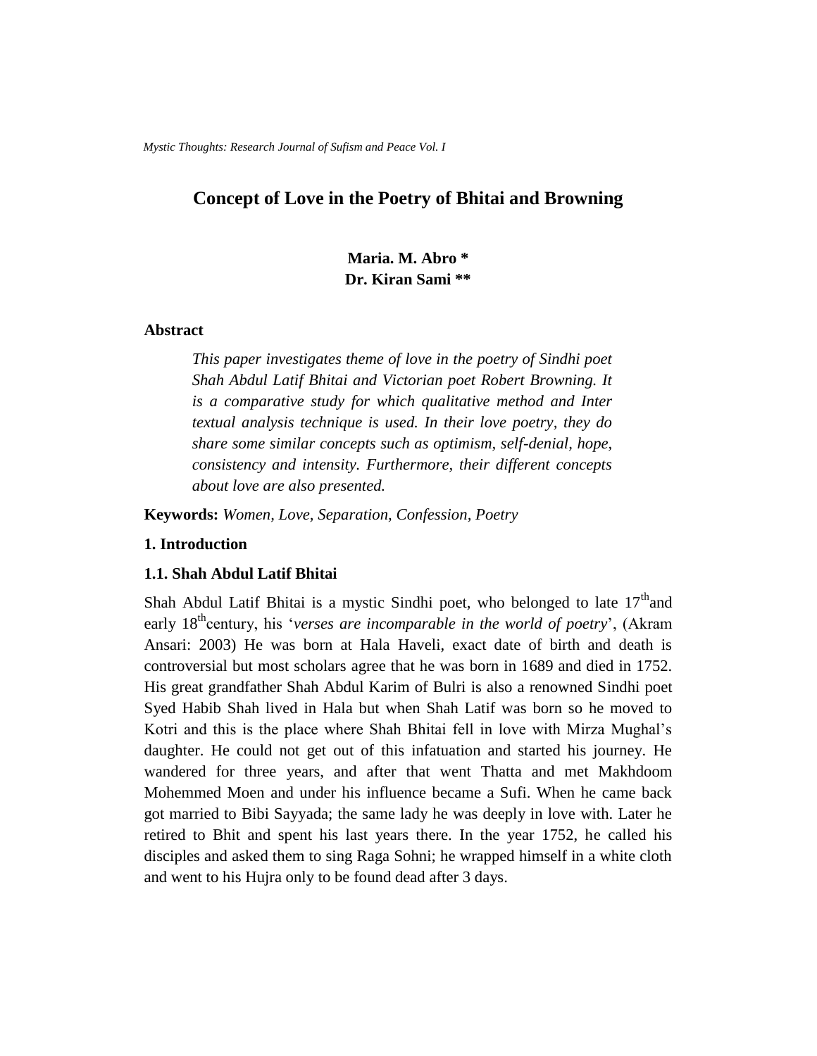# Concept of Love in the Poetry of Bhitai and Browning

**Maria. M. Abro \***
**Dr. Kiran Sami \*\***

## Abstract

*This paper investigates theme of love in the poetry of Sindhi poet Shah Abdul Latif Bhitai and Victorian poet Robert Browning. It is a comparative study for which qualitative method and Inter textual analysis technique is used. In their love poetry, they do share some similar concepts such as optimism, self-denial, hope, consistency and intensity. Furthermore, their different concepts about love are also presented.*

**Keywords:** *Women, Love, Separation, Confession, Poetry*

## 1. Introduction

### 1.1. Shah Abdul Latif Bhitai

Shah Abdul Latif Bhitai is a mystic Sindhi poet, who belonged to late 17thand early 18thcentury, his '*verses are incomparable in the world of poetry*', (Akram Ansari: 2003) He was born at Hala Haveli, exact date of birth and death is controversial but most scholars agree that he was born in 1689 and died in 1752. His great grandfather Shah Abdul Karim of Bulri is also a renowned Sindhi poet Syed Habib Shah lived in Hala but when Shah Latif was born so he moved to Kotri and this is the place where Shah Bhitai fell in love with Mirza Mughal's daughter. He could not get out of this infatuation and started his journey. He wandered for three years, and after that went Thatta and met Makhdoom Mohemmed Moen and under his influence became a Sufi. When he came back got married to Bibi Sayyada; the same lady he was deeply in love with. Later he retired to Bhit and spent his last years there. In the year 1752, he called his disciples and asked them to sing Raga Sohni; he wrapped himself in a white cloth and went to his Hujra only to be found dead after 3 days.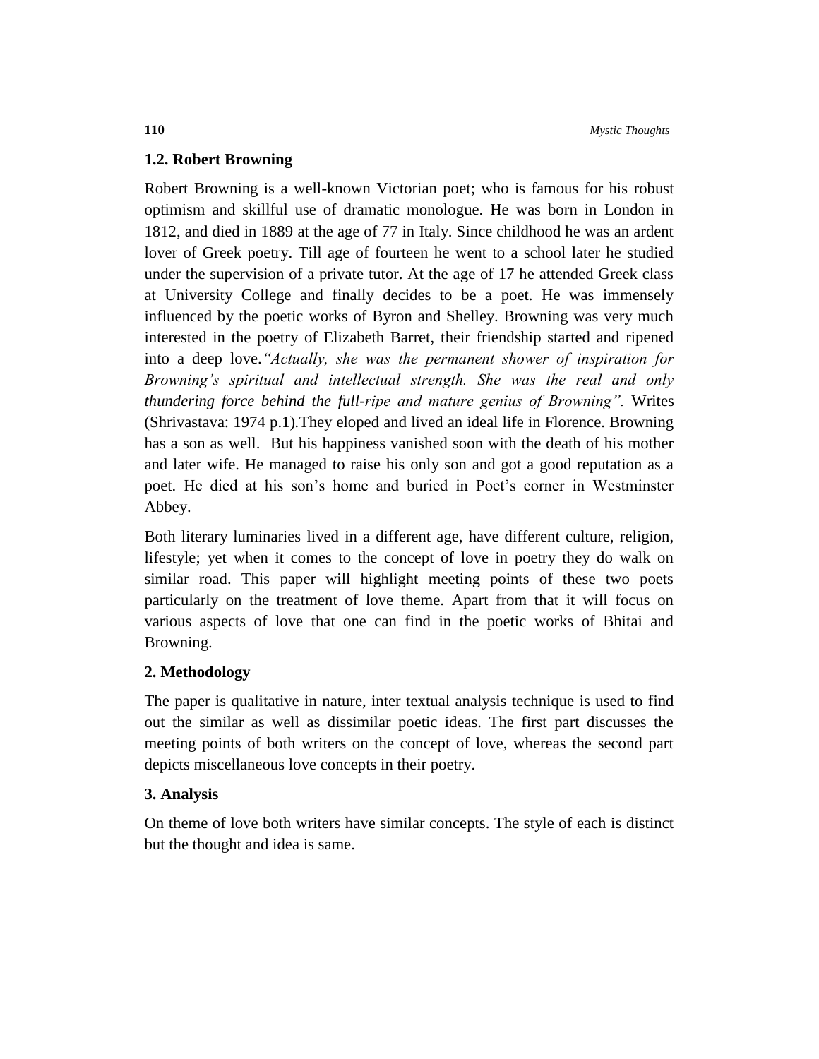### 1.2. Robert Browning

Robert Browning is a well-known Victorian poet; who is famous for his robust optimism and skillful use of dramatic monologue. He was born in London in 1812, and died in 1889 at the age of 77 in Italy. Since childhood he was an ardent lover of Greek poetry. Till age of fourteen he went to a school later he studied under the supervision of a private tutor. At the age of 17 he attended Greek class at University College and finally decides to be a poet. He was immensely influenced by the poetic works of Byron and Shelley. Browning was very much interested in the poetry of Elizabeth Barret, their friendship started and ripened into a deep love.*"Actually, she was the permanent shower of inspiration for Browning's spiritual and intellectual strength. She was the real and only thundering force behind the full-ripe and mature genius of Browning".* Writes (Shrivastava: 1974 p.1).They eloped and lived an ideal life in Florence. Browning has a son as well. But his happiness vanished soon with the death of his mother and later wife. He managed to raise his only son and got a good reputation as a poet. He died at his son's home and buried in Poet's corner in Westminster Abbey.

Both literary luminaries lived in a different age, have different culture, religion, lifestyle; yet when it comes to the concept of love in poetry they do walk on similar road. This paper will highlight meeting points of these two poets particularly on the treatment of love theme. Apart from that it will focus on various aspects of love that one can find in the poetic works of Bhitai and Browning.

## 2. Methodology

The paper is qualitative in nature, inter textual analysis technique is used to find out the similar as well as dissimilar poetic ideas. The first part discusses the meeting points of both writers on the concept of love, whereas the second part depicts miscellaneous love concepts in their poetry.

## 3. Analysis

On theme of love both writers have similar concepts. The style of each is distinct but the thought and idea is same.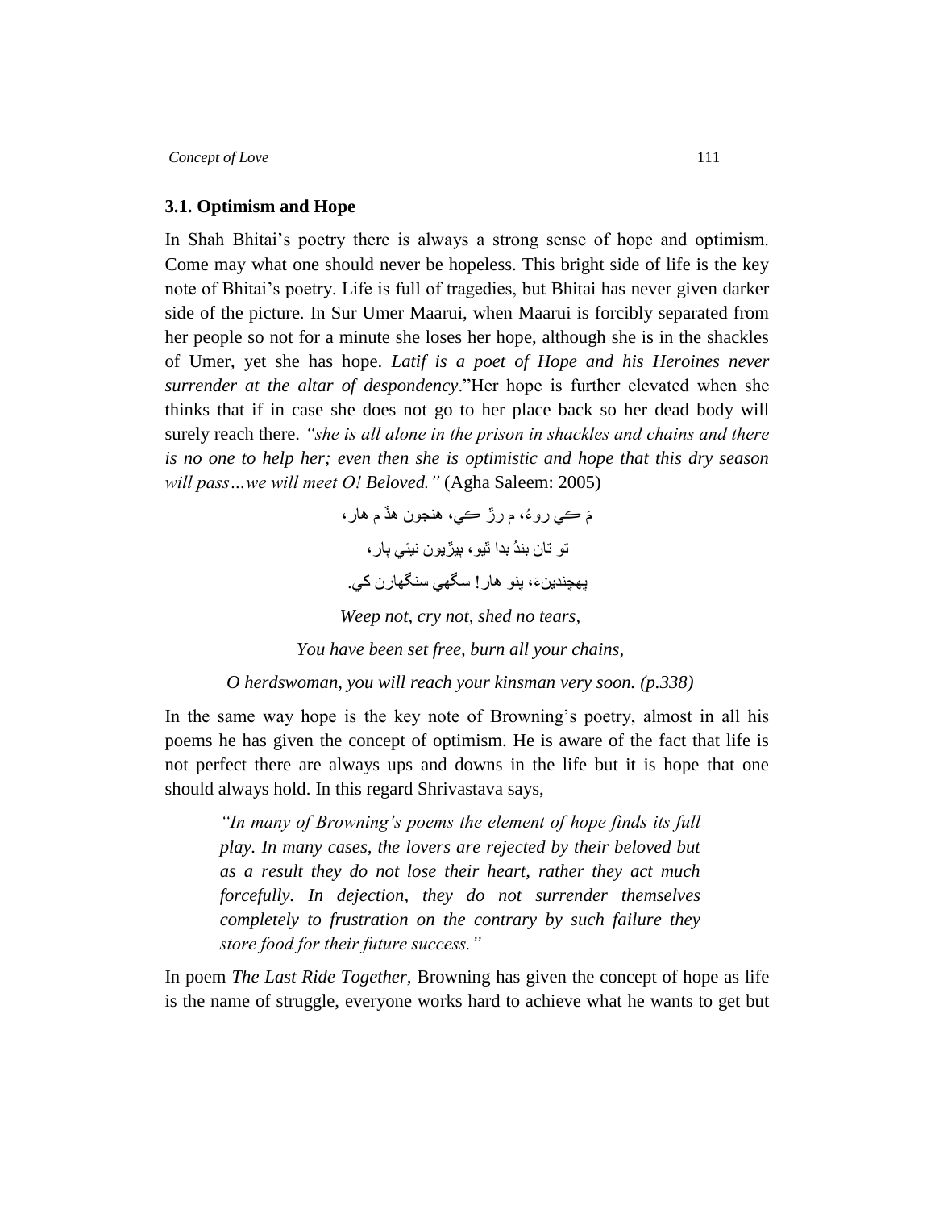### 3.1. Optimism and Hope

In Shah Bhitai's poetry there is always a strong sense of hope and optimism. Come may what one should never be hopeless. This bright side of life is the key note of Bhitai's poetry. Life is full of tragedies, but Bhitai has never given darker side of the picture. In Sur Umer Maarui, when Maarui is forcibly separated from her people so not for a minute she loses her hope, although she is in the shackles of Umer, yet she has hope. *Latif is a poet of Hope and his Heroines never surrender at the altar of despondency*."Her hope is further elevated when she thinks that if in case she does not go to her place back so her dead body will surely reach there. *"she is all alone in the prison in shackles and chains and there is no one to help her; even then she is optimistic and hope that this dry season will pass…we will meet O! Beloved."* (Agha Saleem: 2005)

مَ ڪي روءُ، م رڙ ڪي، هنجون هڏ م هار،

تو تان بندُ بدا ٿيو، بيڙيون نيئي ٻار،

پهچندينءَ، پنو هار! سگهي سنگهارن کي.

*Weep not, cry not, shed no tears,*

*You have been set free, burn all your chains,*

*O herdswoman, you will reach your kinsman very soon. (p.338)*

In the same way hope is the key note of Browning's poetry, almost in all his poems he has given the concept of optimism. He is aware of the fact that life is not perfect there are always ups and downs in the life but it is hope that one should always hold. In this regard Shrivastava says,

> *"In many of Browning's poems the element of hope finds its full play. In many cases, the lovers are rejected by their beloved but as a result they do not lose their heart, rather they act much forcefully. In dejection, they do not surrender themselves completely to frustration on the contrary by such failure they store food for their future success."*

In poem *The Last Ride Together*, Browning has given the concept of hope as life is the name of struggle, everyone works hard to achieve what he wants to get but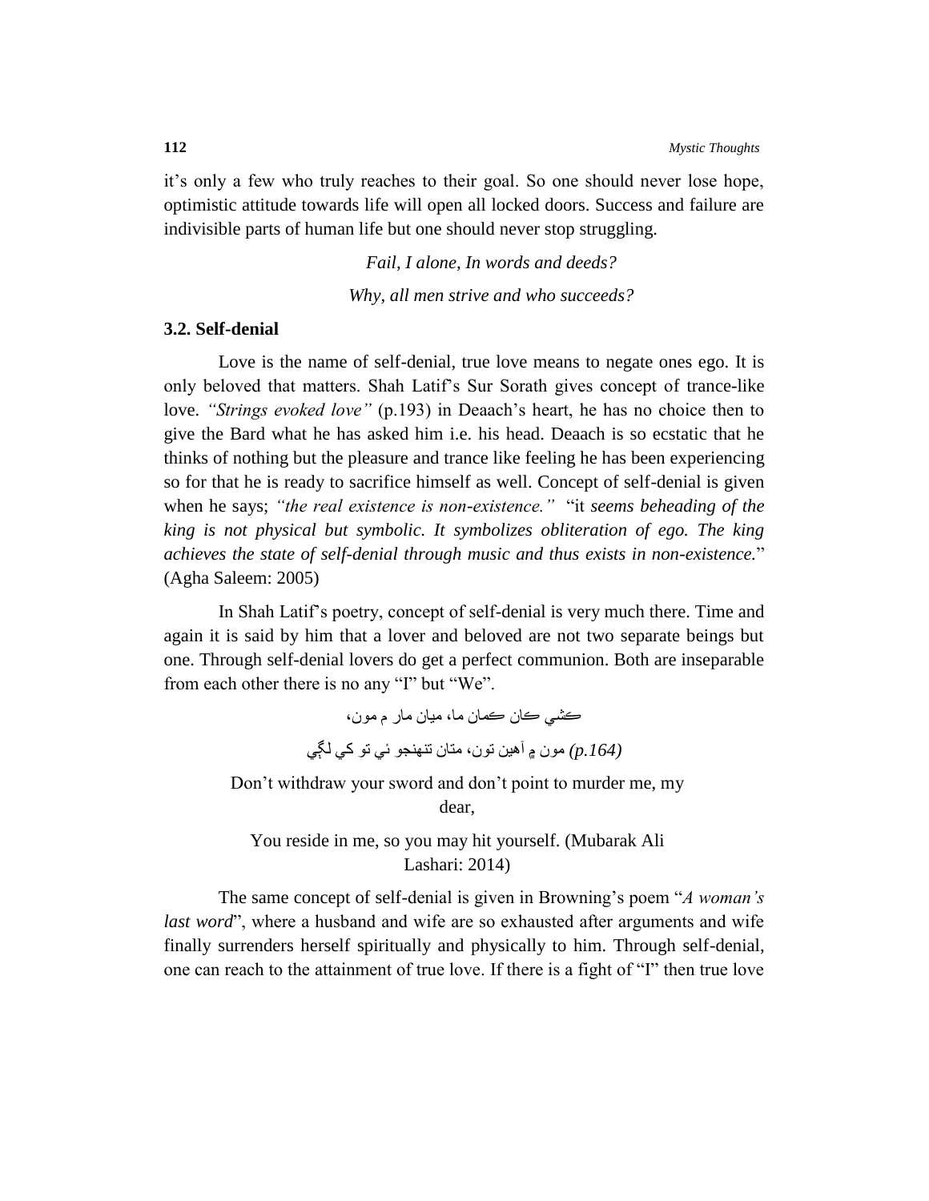it's only a few who truly reaches to their goal. So one should never lose hope, optimistic attitude towards life will open all locked doors. Success and failure are indivisible parts of human life but one should never stop struggling.

*Fail, I alone, In words and deeds?*

*Why, all men strive and who succeeds?*

### 3.2. Self-denial

Love is the name of self-denial, true love means to negate ones ego. It is only beloved that matters. Shah Latif's Sur Sorath gives concept of trance-like love. *"Strings evoked love"* (p.193) in Deaach's heart, he has no choice then to give the Bard what he has asked him i.e. his head. Deaach is so ecstatic that he thinks of nothing but the pleasure and trance like feeling he has been experiencing so for that he is ready to sacrifice himself as well. Concept of self-denial is given when he says; *"the real existence is non-existence."* "it *seems beheading of the king is not physical but symbolic. It symbolizes obliteration of ego. The king achieves the state of self-denial through music and thus exists in non-existence.*" (Agha Saleem: 2005)

In Shah Latif's poetry, concept of self-denial is very much there. Time and again it is said by him that a lover and beloved are not two separate beings but one. Through self-denial lovers do get a perfect communion. Both are inseparable from each other there is no any "I" but "We".

ڪشي ڪان ڪمان ما، ميان مار م مون،

مون ۾ آهين تون، متان تنهنجو ئي تو کي لڳي *(p.164)*

Don't withdraw your sword and don't point to murder me, my dear,

You reside in me, so you may hit yourself. (Mubarak Ali Lashari: 2014)

The same concept of self-denial is given in Browning's poem "*A woman's last word*", where a husband and wife are so exhausted after arguments and wife finally surrenders herself spiritually and physically to him. Through self-denial, one can reach to the attainment of true love. If there is a fight of "I" then true love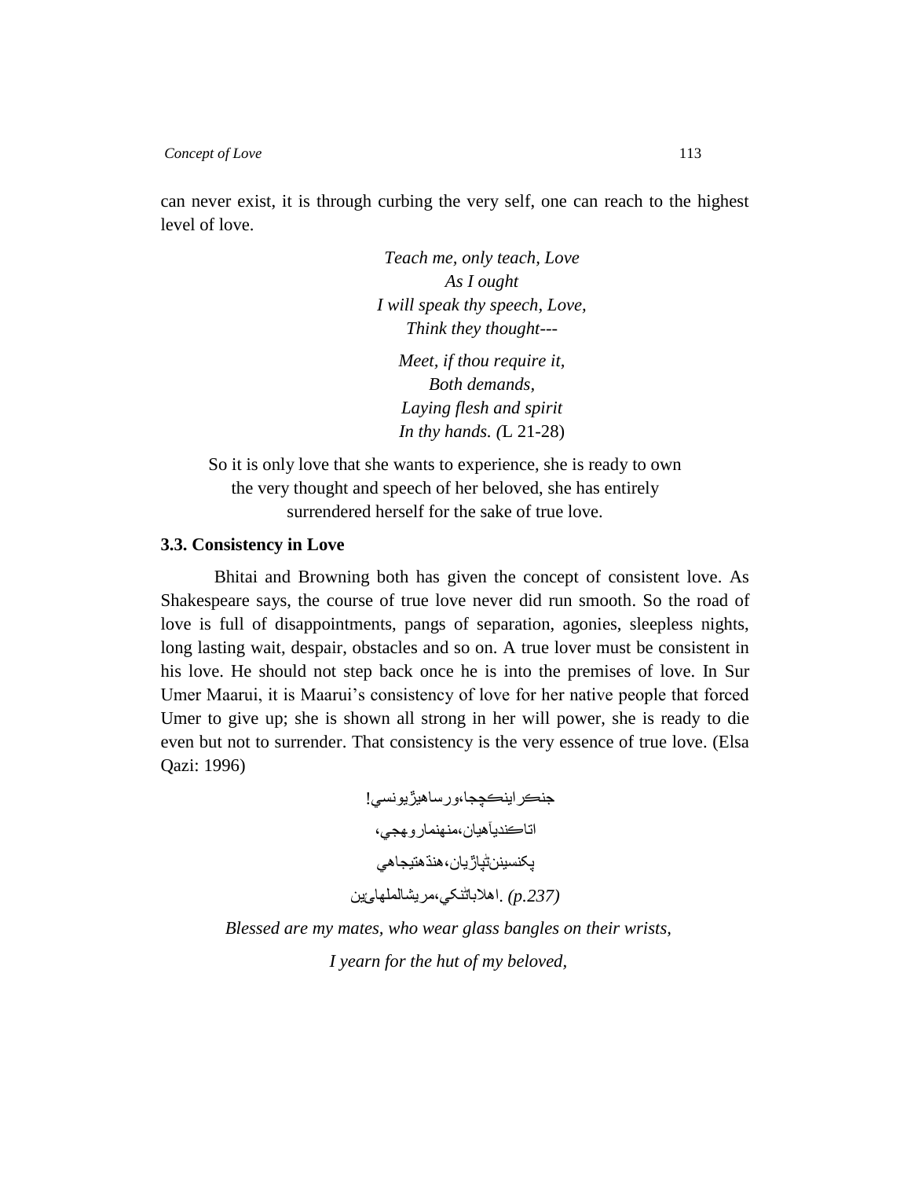can never exist, it is through curbing the very self, one can reach to the highest level of love.

*Teach me, only teach, Love*  
*As I ought*  
*I will speak thy speech, Love,*  
*Think they thought---*

*Meet, if thou require it,*  
*Both demands,*  
*Laying flesh and spirit*  
*In thy hands. (*L 21-28)

So it is only love that she wants to experience, she is ready to own the very thought and speech of her beloved, she has entirely surrendered herself for the sake of true love.

### 3.3. Consistency in Love

Bhitai and Browning both has given the concept of consistent love. As Shakespeare says, the course of true love never did run smooth. So the road of love is full of disappointments, pangs of separation, agonies, sleepless nights, long lasting wait, despair, obstacles and so on. A true lover must be consistent in his love. He should not step back once he is into the premises of love. In Sur Umer Maarui, it is Maarui's consistency of love for her native people that forced Umer to give up; she is shown all strong in her will power, she is ready to die even but not to surrender. That consistency is the very essence of true love. (Elsa Qazi: 1996)

جنڪراينڪچجا،ورساهيڙيونسي!

اتاڪندياَهيان،منهنمارو هجي،

پکنسينن‌ٿپاڙيان،هنڌهتيجاهي

اهلاباٽنکي،مريشالملهاىَين. *(p.237)*

*Blessed are my mates, who wear glass bangles on their wrists,*

*I yearn for the hut of my beloved,*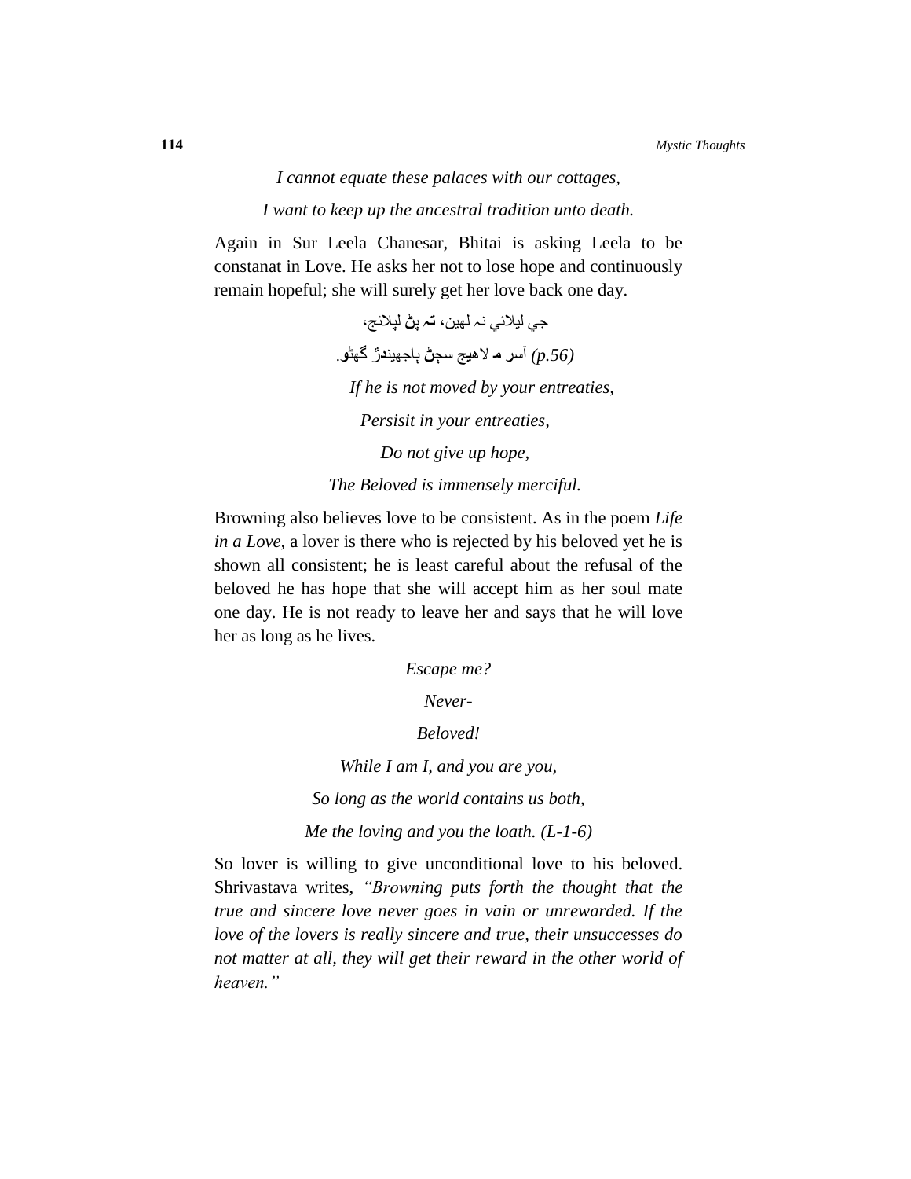*I cannot equate these palaces with our cottages,*

*I want to keep up the ancestral tradition unto death.*

Again in Sur Leela Chanesar, Bhitai is asking Leela to be constanat in Love. He asks her not to lose hope and continuously remain hopeful; she will surely get her love back one day.

جي ليلائي نہ لهين، تہ پڻ ليلائج،

*(p.56)* آسر مَ لاهيج سڄڻ ٻاجهيندڙ گهڻو.

*If he is not moved by your entreaties,*

*Persisit in your entreaties,*

*Do not give up hope,*

*The Beloved is immensely merciful.*

Browning also believes love to be consistent. As in the poem *Life in a Love,* a lover is there who is rejected by his beloved yet he is shown all consistent; he is least careful about the refusal of the beloved he has hope that she will accept him as her soul mate one day. He is not ready to leave her and says that he will love her as long as he lives.

*Escape me?*

*Never-*

*Beloved!*

*While I am I, and you are you,*

*So long as the world contains us both,*

*Me the loving and you the loath. (L-1-6)*

So lover is willing to give unconditional love to his beloved. Shrivastava writes, *"Browning puts forth the thought that the true and sincere love never goes in vain or unrewarded. If the love of the lovers is really sincere and true, their unsuccesses do not matter at all, they will get their reward in the other world of heaven."*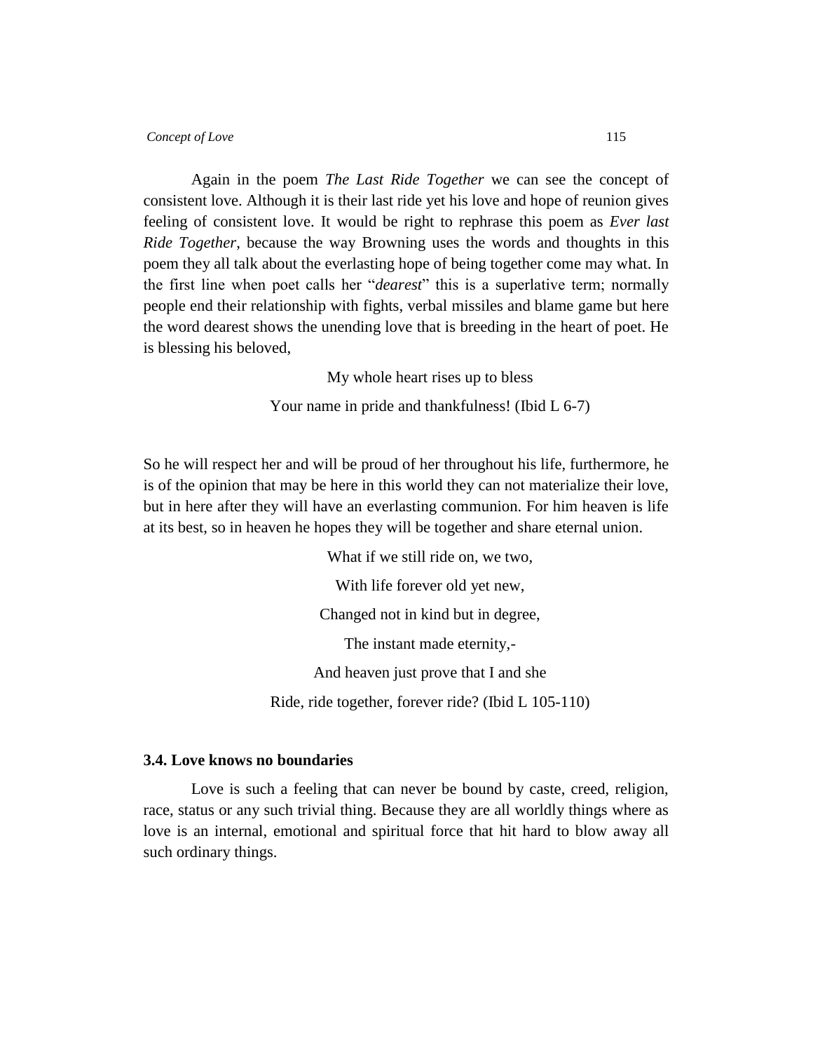Again in the poem *The Last Ride Together* we can see the concept of consistent love. Although it is their last ride yet his love and hope of reunion gives feeling of consistent love. It would be right to rephrase this poem as *Ever last Ride Together*, because the way Browning uses the words and thoughts in this poem they all talk about the everlasting hope of being together come may what. In the first line when poet calls her "*dearest*" this is a superlative term; normally people end their relationship with fights, verbal missiles and blame game but here the word dearest shows the unending love that is breeding in the heart of poet. He is blessing his beloved,

> My whole heart rises up to bless
>
> Your name in pride and thankfulness! (Ibid L 6-7)

So he will respect her and will be proud of her throughout his life, furthermore, he is of the opinion that may be here in this world they can not materialize their love, but in here after they will have an everlasting communion. For him heaven is life at its best, so in heaven he hopes they will be together and share eternal union.

> What if we still ride on, we two,
>
> With life forever old yet new,
>
> Changed not in kind but in degree,
>
> The instant made eternity,-
>
> And heaven just prove that I and she
>
> Ride, ride together, forever ride? (Ibid L 105-110)

### 3.4. Love knows no boundaries

Love is such a feeling that can never be bound by caste, creed, religion, race, status or any such trivial thing. Because they are all worldly things where as love is an internal, emotional and spiritual force that hit hard to blow away all such ordinary things.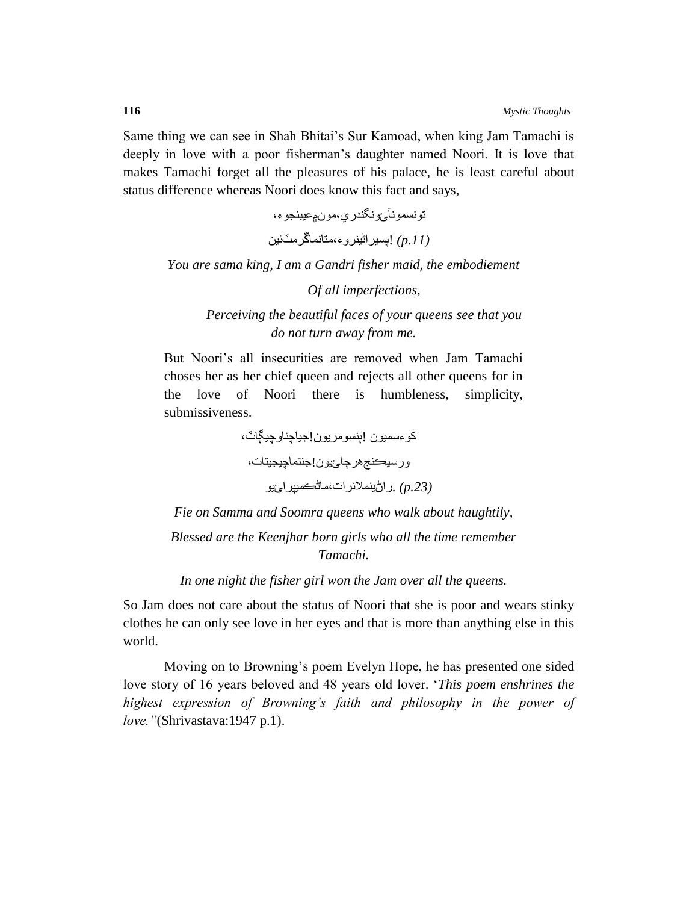Same thing we can see in Shah Bhitai's Sur Kamoad, when king Jam Tamachi is deeply in love with a poor fisherman's daughter named Noori. It is love that makes Tamachi forget all the pleasures of his palace, he is least careful about status difference whereas Noori does know this fact and says,

تونسمونآئِونگندري،مونمِعيبنجوء،

!پسيراڻينروء،متانماگرمٽئين *(p.11)*

*You are sama king, I am a Gandri fisher maid, the embodiement*

*Of all imperfections,*

*Perceiving the beautiful faces of your queens see that you do not turn away from me.*

But Noori's all insecurities are removed when Jam Tamachi choses her as her chief queen and rejects all other queens for in the love of Noori there is humbleness, simplicity, submissiveness.

کوءسميون !ہنسومريون!جياچناوچيگِاڻ،

ورسيڪنجھرجائيون!جنتماچيجيتات،

.راڻينملانرات،ماڻڪميراءِيو *(p.23)*

*Fie on Samma and Soomra queens who walk about haughtily,*

*Blessed are the Keenjhar born girls who all the time remember Tamachi.*

*In one night the fisher girl won the Jam over all the queens.*

So Jam does not care about the status of Noori that she is poor and wears stinky clothes he can only see love in her eyes and that is more than anything else in this world.

Moving on to Browning's poem Evelyn Hope, he has presented one sided love story of 16 years beloved and 48 years old lover. '*This poem enshrines the highest expression of Browning's faith and philosophy in the power of love."*(Shrivastava:1947 p.1).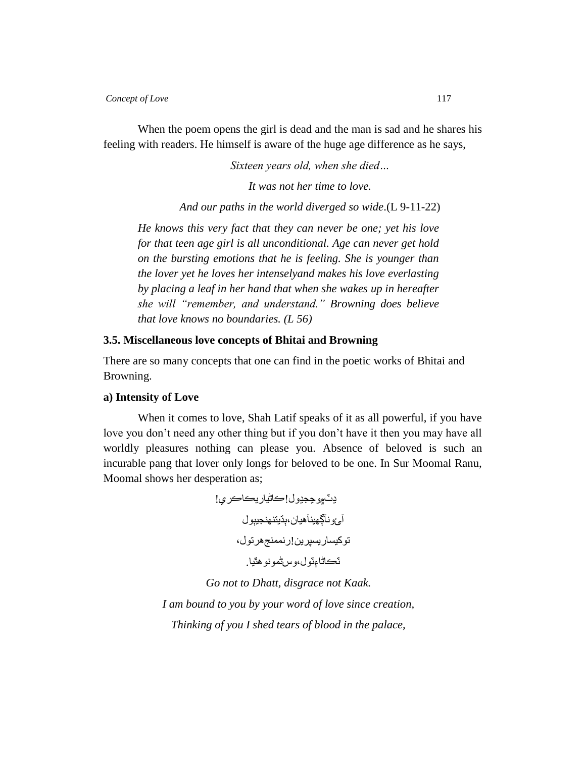When the poem opens the girl is dead and the man is sad and he shares his feeling with readers. He himself is aware of the huge age difference as he says,

*Sixteen years old, when she died…*

*It was not her time to love.*

*And our paths in the world diverged so wide*.(L 9-11-22)

> *He knows this very fact that they can never be one; yet his love for that teen age girl is all unconditional. Age can never get hold on the bursting emotions that he is feeling. She is younger than the lover yet he loves her intenselyand makes his love everlasting by placing a leaf in her hand that when she wakes up in hereafter she will "remember, and understand." Browning does believe that love knows no boundaries. (L 56)*

### 3.5. Miscellaneous love concepts of Bhitai and Browning

There are so many concepts that one can find in the poetic works of Bhitai and Browning.

#### a) Intensity of Love

When it comes to love, Shah Latif speaks of it as all powerful, if you have love you don't need any other thing but if you don't have it then you may have all worldly pleasures nothing can please you. Absence of beloved is such an incurable pang that lover only longs for beloved to be one. In Sur Moomal Ranu, Moomal shows her desperation as;

ڍٽ مَ وڃجِ ڍول! ڪاڪ مَ ڪارِي ڪرِي!

آءٌ ٻڌي آهيان، ٻڌيتن جي ٻول

تو ڪيسا ريس پرين! رنمن جھر تول،

ت ڪاڪ ٿِيا تول، وس ٿمو نو هٿيا.

*Go not to Dhatt, disgrace not Kaak.*

*I am bound to you by your word of love since creation,*

*Thinking of you I shed tears of blood in the palace,*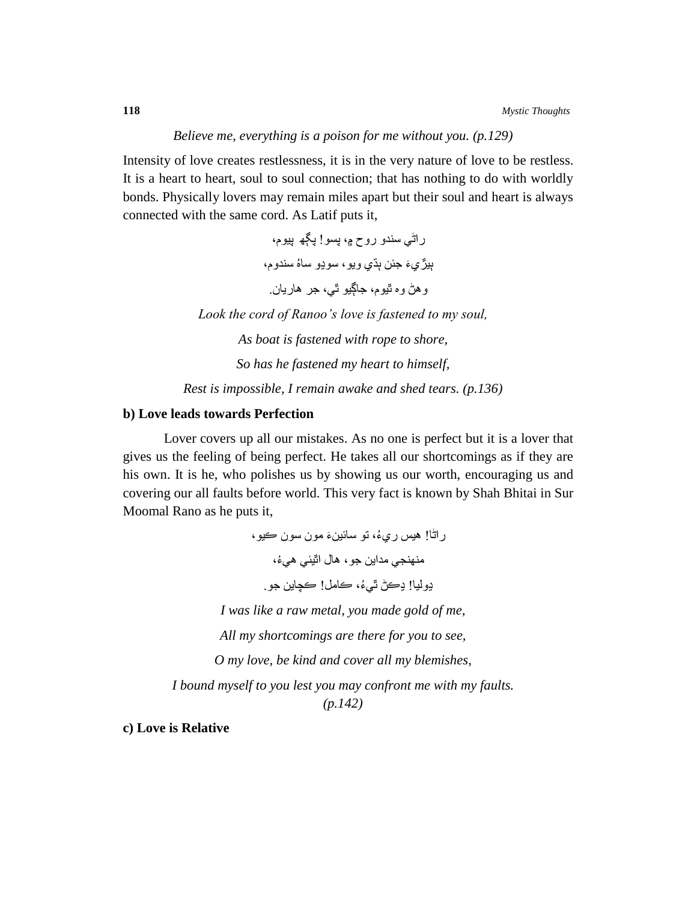*Believe me, everything is a poison for me without you. (p.129)*

Intensity of love creates restlessness, it is in the very nature of love to be restless. It is a heart to heart, soul to soul connection; that has nothing to do with worldly bonds. Physically lovers may remain miles apart but their soul and heart is always connected with the same cord. As Latif puts it,

راڻي سندو روح ۾، پسو! پڳهه پيوم،
ٻيڙيءَ جئن ٻڌي ويو، سوڍو ساهُ سندوم،
وهڻ وه ٿيوم، جاڳيو ٿي، جر هاريان.

*Look the cord of Ranoo's love is fastened to my soul,*

*As boat is fastened with rope to shore,*

*So has he fastened my heart to himself,*

*Rest is impossible, I remain awake and shed tears. (p.136)*

**b) Love leads towards Perfection**

Lover covers up all our mistakes. As no one is perfect but it is a lover that gives us the feeling of being perfect. He takes all our shortcomings as if they are his own. It is he, who polishes us by showing us our worth, encouraging us and covering our all faults before world. This very fact is known by Shah Bhitai in Sur Moomal Rano as he puts it,

راڻا! هيس ريءُ، تو سائينءَ مون سون ڪيو،
منهنجي مداين جو، هال اٿيئي هيءُ،
ڍوليا! ڍڪڻ ٿيءُ، ڪامل! ڪچاين جو.

*I was like a raw metal, you made gold of me,*

*All my shortcomings are there for you to see,*

*O my love, be kind and cover all my blemishes,*

*I bound myself to you lest you may confront me with my faults. (p.142)*

**c) Love is Relative**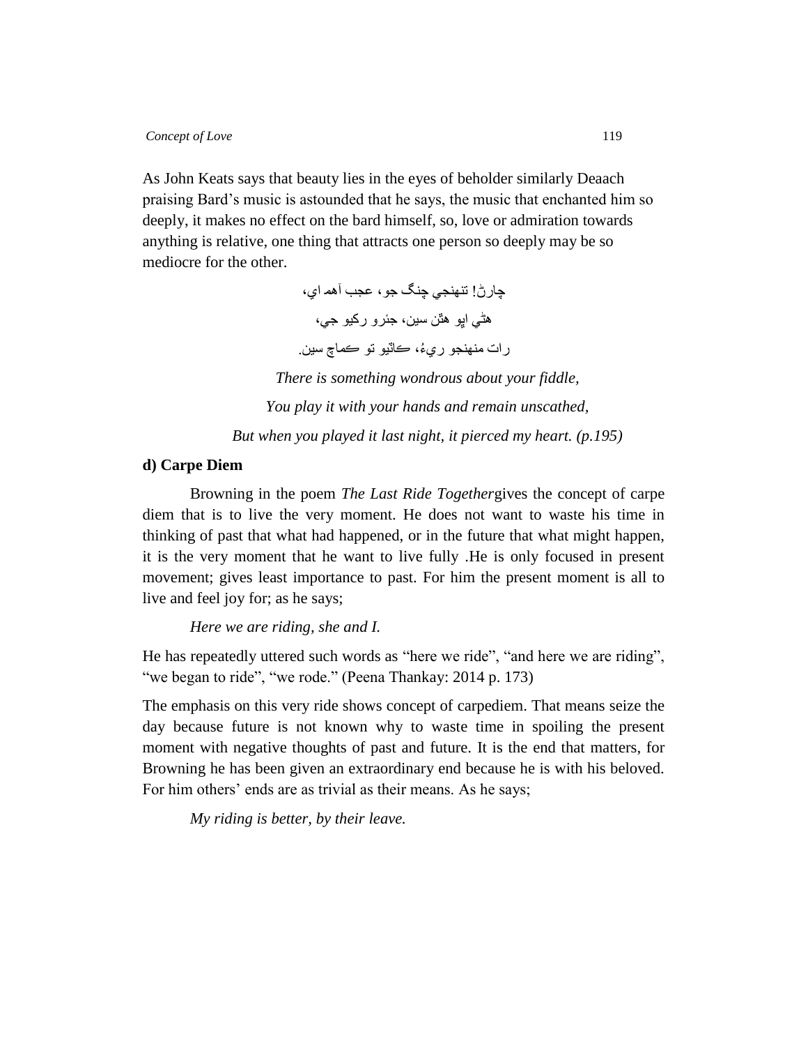As John Keats says that beauty lies in the eyes of beholder similarly Deaach praising Bard's music is astounded that he says, the music that enchanted him so deeply, it makes no effect on the bard himself, so, love or admiration towards anything is relative, one thing that attracts one person so deeply may be so mediocre for the other.

چارڻ! تنهنجي چنگ جو، عجب آهه اي،

هٿي اپو هٿن سين، جئرو رکيو جي،

رات منهنجو ريءُ، ڪاٽيو تو ڪماچ سين.

*There is something wondrous about your fiddle,*

*You play it with your hands and remain unscathed,*

*But when you played it last night, it pierced my heart. (p.195)*

### d) Carpe Diem

Browning in the poem *The Last Ride Together*gives the concept of carpe diem that is to live the very moment. He does not want to waste his time in thinking of past that what had happened, or in the future that what might happen, it is the very moment that he want to live fully .He is only focused in present movement; gives least importance to past. For him the present moment is all to live and feel joy for; as he says;

*Here we are riding, she and I.*

He has repeatedly uttered such words as "here we ride", "and here we are riding", "we began to ride", "we rode." (Peena Thankay: 2014 p. 173)

The emphasis on this very ride shows concept of carpediem. That means seize the day because future is not known why to waste time in spoiling the present moment with negative thoughts of past and future. It is the end that matters, for Browning he has been given an extraordinary end because he is with his beloved. For him others' ends are as trivial as their means. As he says;

*My riding is better, by their leave.*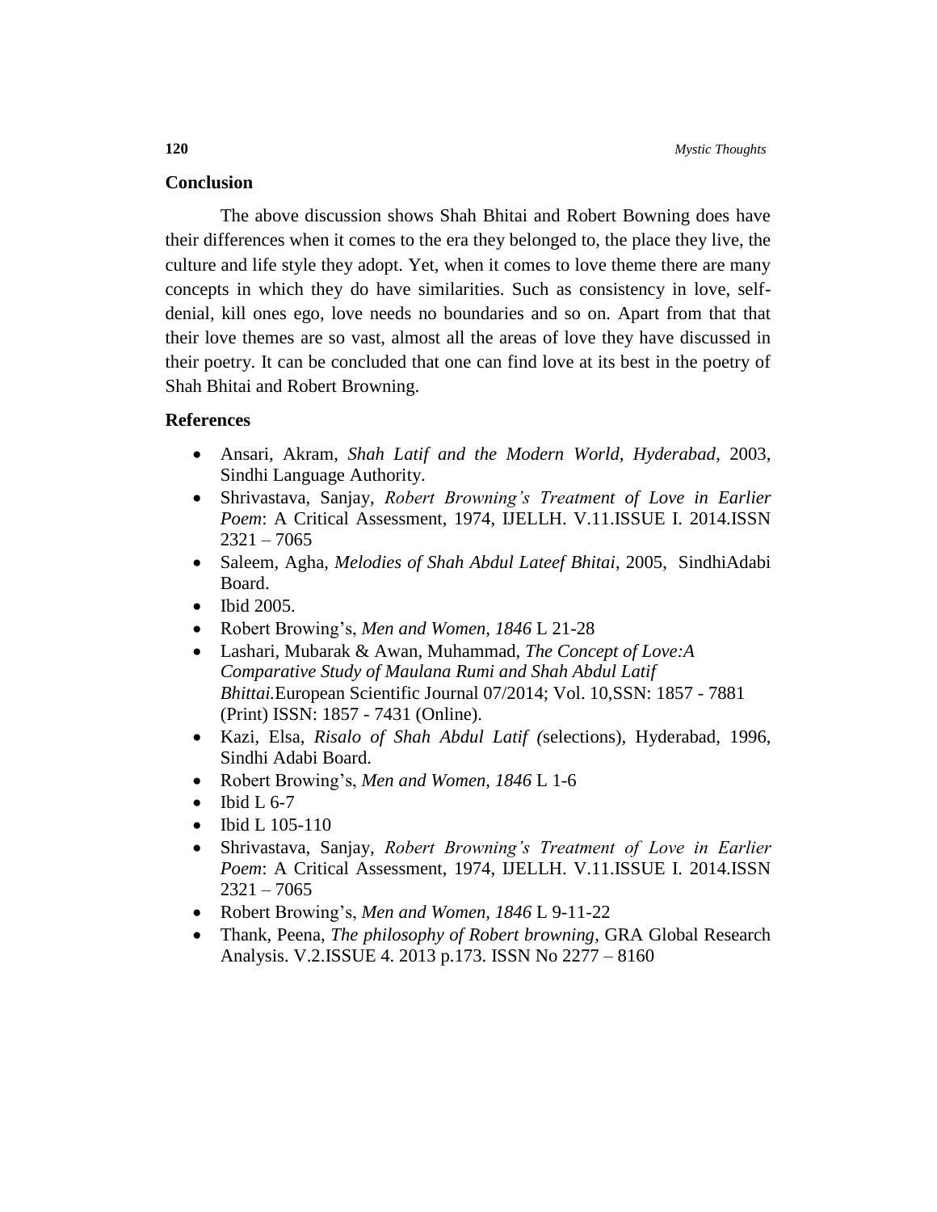## Conclusion

The above discussion shows Shah Bhitai and Robert Bowning does have their differences when it comes to the era they belonged to, the place they live, the culture and life style they adopt. Yet, when it comes to love theme there are many concepts in which they do have similarities. Such as consistency in love, self-denial, kill ones ego, love needs no boundaries and so on. Apart from that that their love themes are so vast, almost all the areas of love they have discussed in their poetry. It can be concluded that one can find love at its best in the poetry of Shah Bhitai and Robert Browning.

## References

- Ansari, Akram, *Shah Latif and the Modern World, Hyderabad*, 2003, Sindhi Language Authority.
- Shrivastava, Sanjay, *Robert Browning's Treatment of Love in Earlier Poem*: A Critical Assessment, 1974, IJELLH. V.11.ISSUE I. 2014.ISSN 2321 – 7065
- Saleem, Agha, *Melodies of Shah Abdul Lateef Bhitai*, 2005, SindhiAdabi Board.
- Ibid 2005.
- Robert Browing's, *Men and Women, 1846* L 21-28
- Lashari, Mubarak & Awan, Muhammad, *The Concept of Love:A Comparative Study of Maulana Rumi and Shah Abdul Latif Bhittai.*European Scientific Journal 07/2014; Vol. 10,SSN: 1857 - 7881 (Print) ISSN: 1857 - 7431 (Online).
- Kazi, Elsa, *Risalo of Shah Abdul Latif (*selections), Hyderabad, 1996, Sindhi Adabi Board.
- Robert Browing's, *Men and Women, 1846* L 1-6
- Ibid L 6-7
- Ibid L 105-110
- Shrivastava, Sanjay, *Robert Browning's Treatment of Love in Earlier Poem*: A Critical Assessment, 1974, IJELLH. V.11.ISSUE I. 2014.ISSN 2321 – 7065
- Robert Browing's, *Men and Women, 1846* L 9-11-22
- Thank, Peena, *The philosophy of Robert browning*, GRA Global Research Analysis. V.2.ISSUE 4. 2013 p.173. ISSN No 2277 – 8160